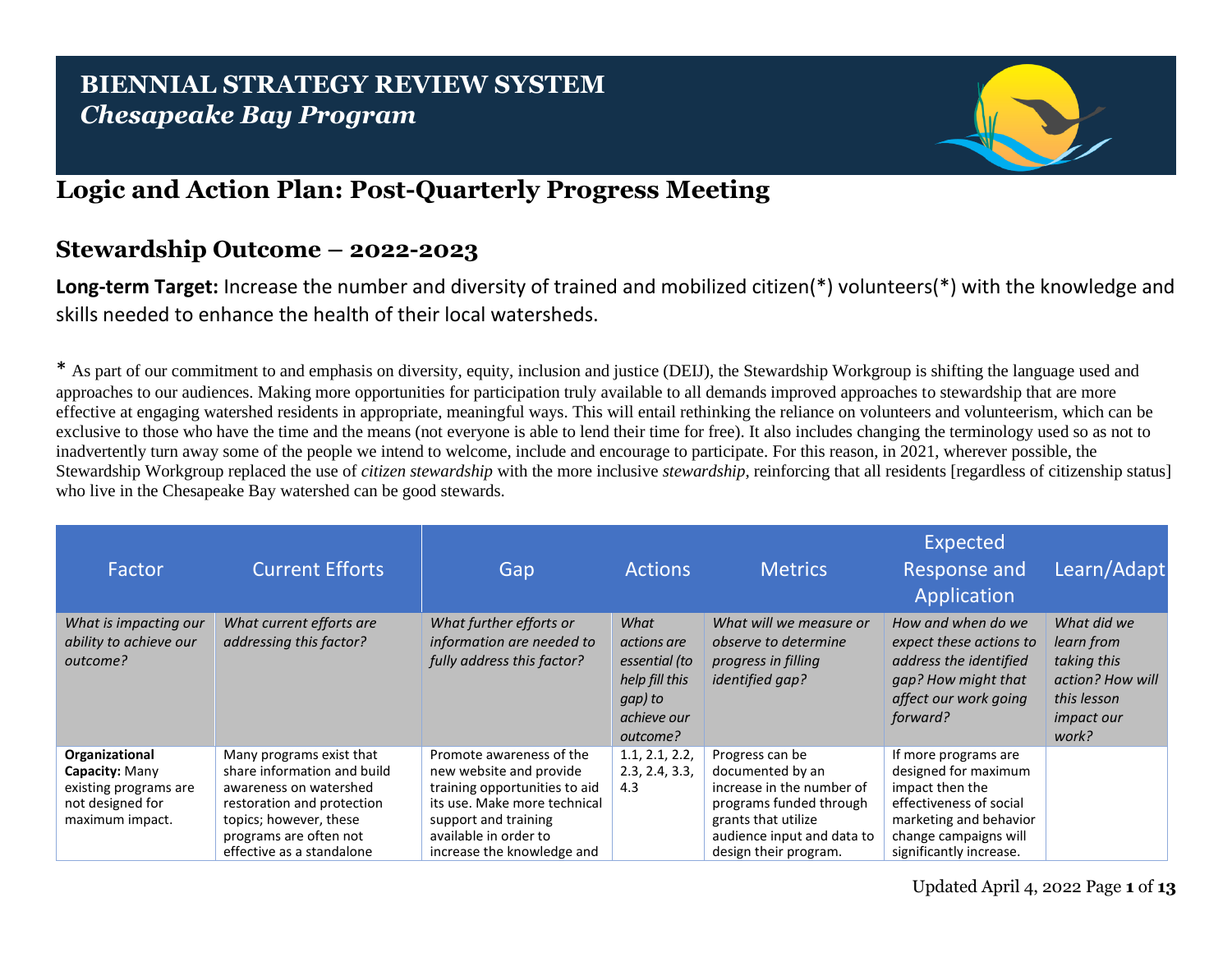# BIENNIAL STRATEGY REVIEW SYSTEM
## *Chesapeake Bay Program*

## Logic and Action Plan: Post-Quarterly Progress Meeting

## Stewardship Outcome – 2022-2023

**Long-term Target:** Increase the number and diversity of trained and mobilized citizen(*) volunteers(*) with the knowledge and skills needed to enhance the health of their local watersheds.

* As part of our commitment to and emphasis on diversity, equity, inclusion and justice (DEIJ), the Stewardship Workgroup is shifting the language used and approaches to our audiences. Making more opportunities for participation truly available to all demands improved approaches to stewardship that are more effective at engaging watershed residents in appropriate, meaningful ways. This will entail rethinking the reliance on volunteers and volunteerism, which can be exclusive to those who have the time and the means (not everyone is able to lend their time for free). It also includes changing the terminology used so as not to inadvertently turn away some of the people we intend to welcome, include and encourage to participate. For this reason, in 2021, wherever possible, the Stewardship Workgroup replaced the use of *citizen stewardship* with the more inclusive *stewardship*, reinforcing that all residents [regardless of citizenship status] who live in the Chesapeake Bay watershed can be good stewards.

| Factor | Current Efforts | Gap | Actions | Metrics | Expected Response and Application | Learn/Adapt |
|---|---|---|---|---|---|---|
| *What is impacting our ability to achieve our outcome?* | *What current efforts are addressing this factor?* | *What further efforts or information are needed to fully address this factor?* | *What actions are essential (to help fill this gap) to achieve our outcome?* | *What will we measure or observe to determine progress in filling identified gap?* | *How and when do we expect these actions to address the identified gap? How might that affect our work going forward?* | *What did we learn from taking this action? How will this lesson impact our work?* |
| **Organizational Capacity:** Many existing programs are not designed for maximum impact. | Many programs exist that share information and build awareness on watershed restoration and protection topics; however, these programs are often not effective as a standalone | Promote awareness of the new website and provide training opportunities to aid its use. Make more technical support and training available in order to increase the knowledge and | 1.1, 2.1, 2.2, 2.3, 2.4, 3.3, 4.3 | Progress can be documented by an increase in the number of programs funded through grants that utilize audience input and data to design their program. | If more programs are designed for maximum impact then the effectiveness of social marketing and behavior change campaigns will significantly increase. | |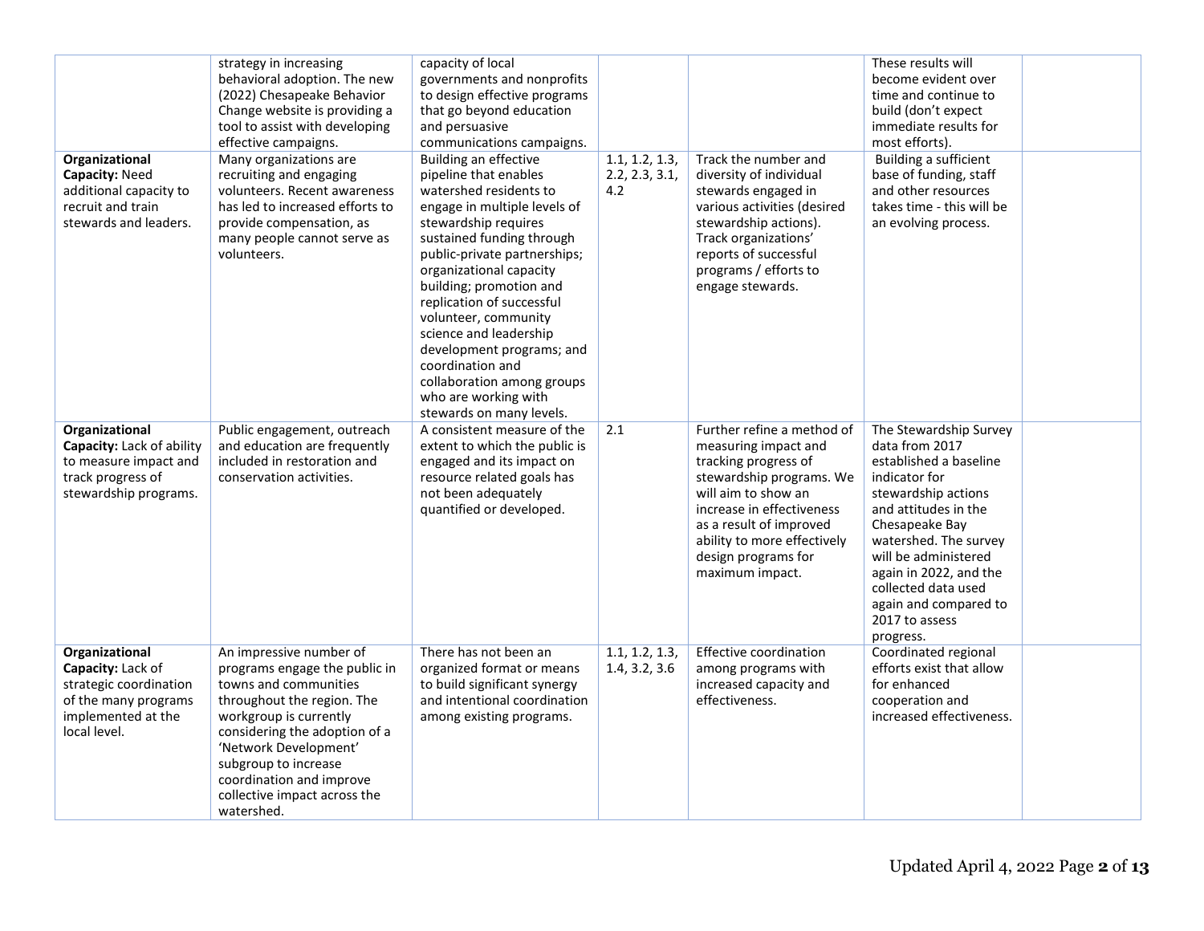| | | | | | | |
|---|---|---|---|---|---|---|
| | strategy in increasing behavioral adoption. The new (2022) Chesapeake Behavior Change website is providing a tool to assist with developing effective campaigns. | capacity of local governments and nonprofits to design effective programs that go beyond education and persuasive communications campaigns. | | | These results will become evident over time and continue to build (don't expect immediate results for most efforts). | |
| **Organizational Capacity:** Need additional capacity to recruit and train stewards and leaders. | Many organizations are recruiting and engaging volunteers. Recent awareness has led to increased efforts to provide compensation, as many people cannot serve as volunteers. | Building an effective pipeline that enables watershed residents to engage in multiple levels of stewardship requires sustained funding through public-private partnerships; organizational capacity building; promotion and replication of successful volunteer, community science and leadership development programs; and coordination and collaboration among groups who are working with stewards on many levels. | 1.1, 1.2, 1.3, 2.2, 2.3, 3.1, 4.2 | Track the number and diversity of individual stewards engaged in various activities (desired stewardship actions). Track organizations' reports of successful programs / efforts to engage stewards. | Building a sufficient base of funding, staff and other resources takes time - this will be an evolving process. | |
| **Organizational Capacity:** Lack of ability to measure impact and track progress of stewardship programs. | Public engagement, outreach and education are frequently included in restoration and conservation activities. | A consistent measure of the extent to which the public is engaged and its impact on resource related goals has not been adequately quantified or developed. | 2.1 | Further refine a method of measuring impact and tracking progress of stewardship programs. We will aim to show an increase in effectiveness as a result of improved ability to more effectively design programs for maximum impact. | The Stewardship Survey data from 2017 established a baseline indicator for stewardship actions and attitudes in the Chesapeake Bay watershed. The survey will be administered again in 2022, and the collected data used again and compared to 2017 to assess progress. | |
| **Organizational Capacity:** Lack of strategic coordination of the many programs implemented at the local level. | An impressive number of programs engage the public in towns and communities throughout the region. The workgroup is currently considering the adoption of a 'Network Development' subgroup to increase coordination and improve collective impact across the watershed. | There has not been an organized format or means to build significant synergy and intentional coordination among existing programs. | 1.1, 1.2, 1.3, 1.4, 3.2, 3.6 | Effective coordination among programs with increased capacity and effectiveness. | Coordinated regional efforts exist that allow for enhanced cooperation and increased effectiveness. | |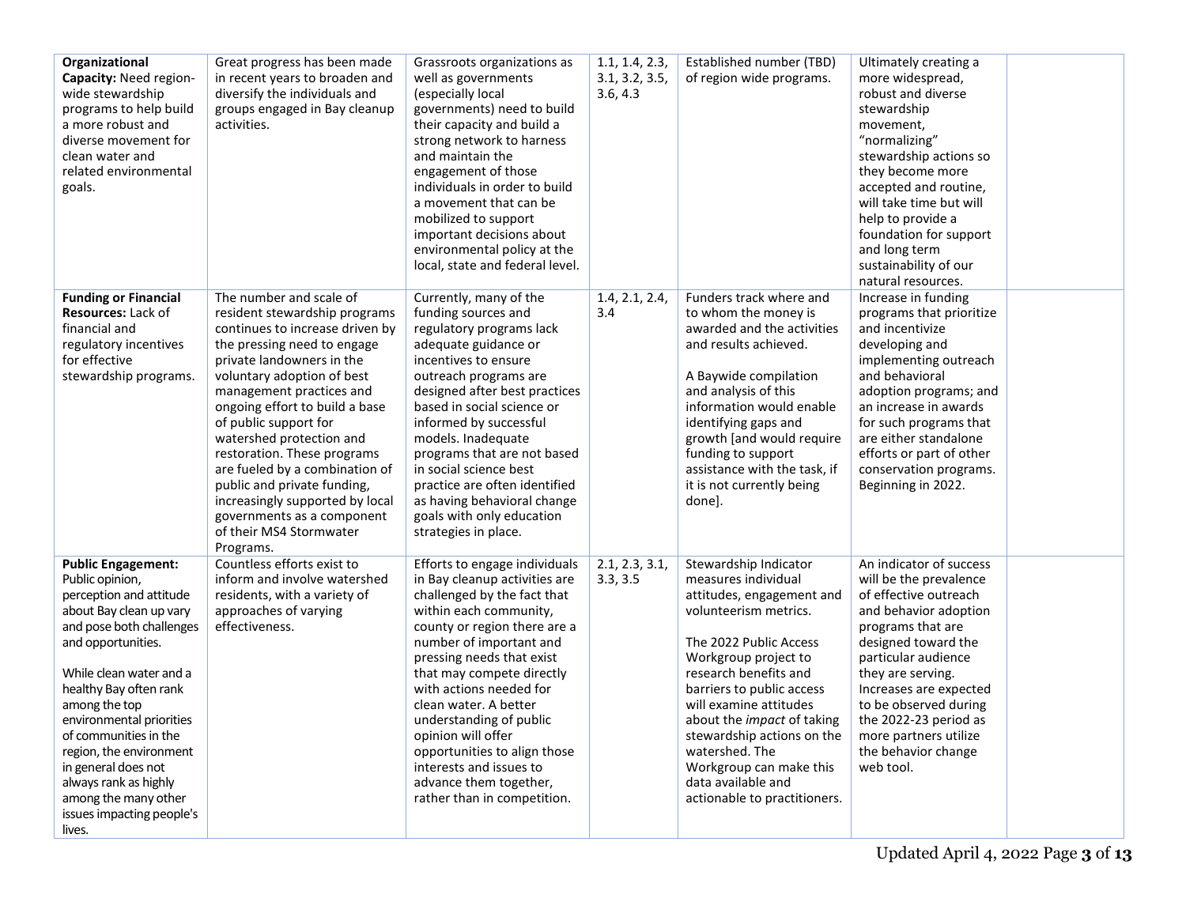| **Organizational Capacity:** Need region-wide stewardship programs to help build a more robust and diverse movement for clean water and related environmental goals. | Great progress has been made in recent years to broaden and diversify the individuals and groups engaged in Bay cleanup activities. | Grassroots organizations as well as governments (especially local governments) need to build their capacity and build a strong network to harness and maintain the engagement of those individuals in order to build a movement that can be mobilized to support important decisions about environmental policy at the local, state and federal level. | 1.1, 1.4, 2.3, 3.1, 3.2, 3.5, 3.6, 4.3 | Established number (TBD) of region wide programs. | Ultimately creating a more widespread, robust and diverse stewardship movement, "normalizing" stewardship actions so they become more accepted and routine, will take time but will help to provide a foundation for support and long term sustainability of our natural resources. | |
|---|---|---|---|---|---|---|
| **Funding or Financial Resources:** Lack of financial and regulatory incentives for effective stewardship programs. | The number and scale of resident stewardship programs continues to increase driven by the pressing need to engage private landowners in the voluntary adoption of best management practices and ongoing effort to build a base of public support for watershed protection and restoration. These programs are fueled by a combination of public and private funding, increasingly supported by local governments as a component of their MS4 Stormwater Programs. | Currently, many of the funding sources and regulatory programs lack adequate guidance or incentives to ensure outreach programs are designed after best practices based in social science or informed by successful models. Inadequate programs that are not based in social science best practice are often identified as having behavioral change goals with only education strategies in place. | 1.4, 2.1, 2.4, 3.4 | Funders track where and to whom the money is awarded and the activities and results achieved.<br><br>A Baywide compilation and analysis of this information would enable identifying gaps and growth [and would require funding to support assistance with the task, if it is not currently being done]. | Increase in funding programs that prioritize and incentivize developing and implementing outreach and behavioral adoption programs; and an increase in awards for such programs that are either standalone efforts or part of other conservation programs. Beginning in 2022. | |
| **Public Engagement:** Public opinion, perception and attitude about Bay clean up vary and pose both challenges and opportunities.<br><br>While clean water and a healthy Bay often rank among the top environmental priorities of communities in the region, the environment in general does not always rank as highly among the many other issues impacting people's lives. | Countless efforts exist to inform and involve watershed residents, with a variety of approaches of varying effectiveness. | Efforts to engage individuals in Bay cleanup activities are challenged by the fact that within each community, county or region there are a number of important and pressing needs that exist that may compete directly with actions needed for clean water. A better understanding of public opinion will offer opportunities to align those interests and issues to advance them together, rather than in competition. | 2.1, 2.3, 3.1, 3.3, 3.5 | Stewardship Indicator measures individual attitudes, engagement and volunteerism metrics.<br><br>The 2022 Public Access Workgroup project to research benefits and barriers to public access will examine attitudes about the *impact* of taking stewardship actions on the watershed. The Workgroup can make this data available and actionable to practitioners. | An indicator of success will be the prevalence of effective outreach and behavior adoption programs that are designed toward the particular audience they are serving. Increases are expected to be observed during the 2022-23 period as more partners utilize the behavior change web tool. | |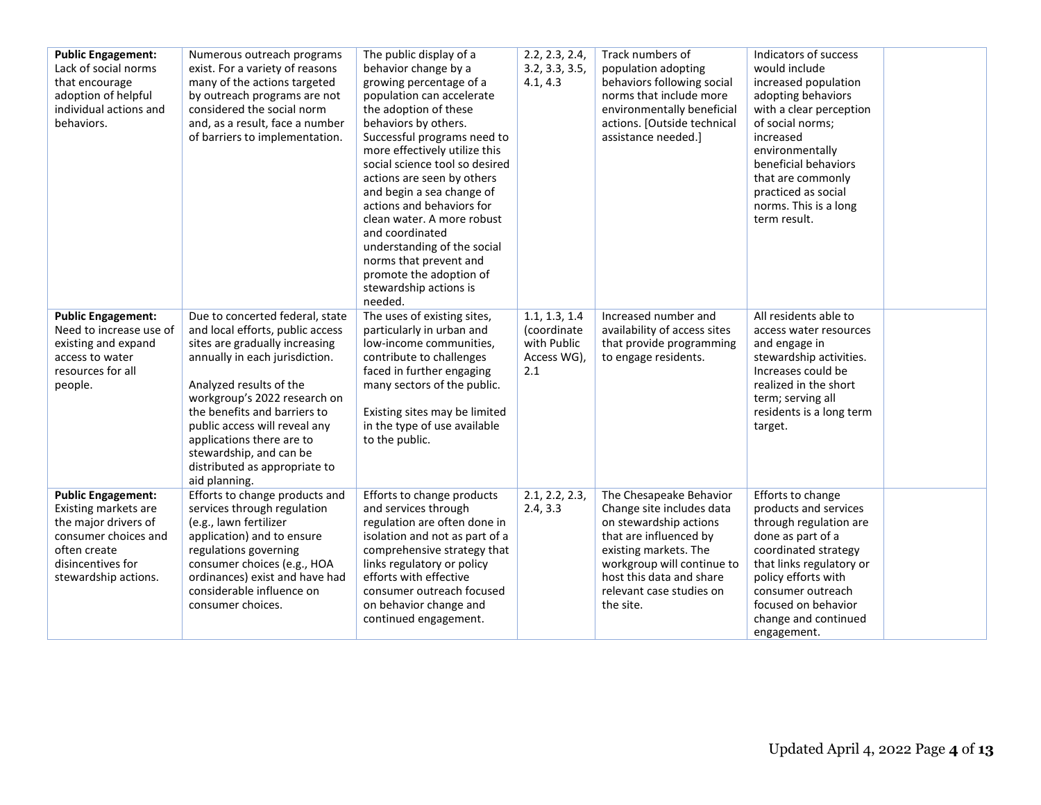| **Public Engagement:** Lack of social norms that encourage adoption of helpful individual actions and behaviors. | Numerous outreach programs exist. For a variety of reasons many of the actions targeted by outreach programs are not considered the social norm and, as a result, face a number of barriers to implementation. | The public display of a behavior change by a growing percentage of a population can accelerate the adoption of these behaviors by others. Successful programs need to more effectively utilize this social science tool so desired actions are seen by others and begin a sea change of actions and behaviors for clean water. A more robust and coordinated understanding of the social norms that prevent and promote the adoption of stewardship actions is needed. | 2.2, 2.3, 2.4, 3.2, 3.3, 3.5, 4.1, 4.3 | Track numbers of population adopting behaviors following social norms that include more environmentally beneficial actions. [Outside technical assistance needed.] | Indicators of success would include increased population adopting behaviors with a clear perception of social norms; increased environmentally beneficial behaviors that are commonly practiced as social norms. This is a long term result. | |
|---|---|---|---|---|---|---|
| **Public Engagement:** Need to increase use of existing and expand access to water resources for all people. | Due to concerted federal, state and local efforts, public access sites are gradually increasing annually in each jurisdiction.<br><br>Analyzed results of the workgroup's 2022 research on the benefits and barriers to public access will reveal any applications there are to stewardship, and can be distributed as appropriate to aid planning. | The uses of existing sites, particularly in urban and low-income communities, contribute to challenges faced in further engaging many sectors of the public.<br><br>Existing sites may be limited in the type of use available to the public. | 1.1, 1.3, 1.4 (coordinate with Public Access WG), 2.1 | Increased number and availability of access sites that provide programming to engage residents. | All residents able to access water resources and engage in stewardship activities. Increases could be realized in the short term; serving all residents is a long term target. | |
| **Public Engagement:** Existing markets are the major drivers of consumer choices and often create disincentives for stewardship actions. | Efforts to change products and services through regulation (e.g., lawn fertilizer application) and to ensure regulations governing consumer choices (e.g., HOA ordinances) exist and have had considerable influence on consumer choices. | Efforts to change products and services through regulation are often done in isolation and not as part of a comprehensive strategy that links regulatory or policy efforts with effective consumer outreach focused on behavior change and continued engagement. | 2.1, 2.2, 2.3, 2.4, 3.3 | The Chesapeake Behavior Change site includes data on stewardship actions that are influenced by existing markets. The workgroup will continue to host this data and share relevant case studies on the site. | Efforts to change products and services through regulation are done as part of a coordinated strategy that links regulatory or policy efforts with consumer outreach focused on behavior change and continued engagement. | |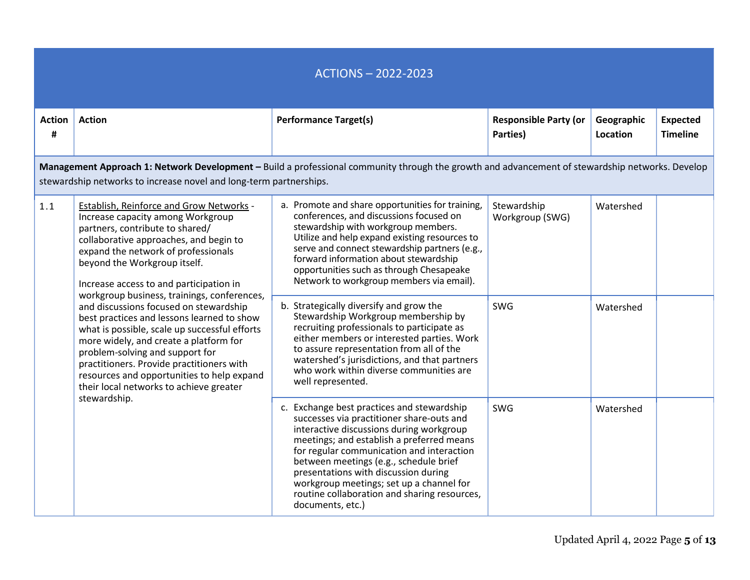| ACTIONS – 2022-2023 | | | | | |
|---|---|---|---|---|---|
| **Action #** | **Action** | **Performance Target(s)** | **Responsible Party (or Parties)** | **Geographic Location** | **Expected Timeline** |
| **Management Approach 1: Network Development –** Build a professional community through the growth and advancement of stewardship networks. Develop stewardship networks to increase novel and long-term partnerships. | | | | | |
| 1.1 | Establish, Reinforce and Grow Networks - Increase capacity among Workgroup partners, contribute to shared/ collaborative approaches, and begin to expand the network of professionals beyond the Workgroup itself.<br><br>Increase access to and participation in workgroup business, trainings, conferences, and discussions focused on stewardship best practices and lessons learned to show what is possible, scale up successful efforts more widely, and create a platform for problem-solving and support for practitioners. Provide practitioners with resources and opportunities to help expand their local networks to achieve greater stewardship. | a. Promote and share opportunities for training, conferences, and discussions focused on stewardship with workgroup members. Utilize and help expand existing resources to serve and connect stewardship partners (e.g., forward information about stewardship opportunities such as through Chesapeake Network to workgroup members via email). | Stewardship Workgroup (SWG) | Watershed | |
| | | b. Strategically diversify and grow the Stewardship Workgroup membership by recruiting professionals to participate as either members or interested parties. Work to assure representation from all of the watershed's jurisdictions, and that partners who work within diverse communities are well represented. | SWG | Watershed | |
| | | c. Exchange best practices and stewardship successes via practitioner share-outs and interactive discussions during workgroup meetings; and establish a preferred means for regular communication and interaction between meetings (e.g., schedule brief presentations with discussion during workgroup meetings; set up a channel for routine collaboration and sharing resources, documents, etc.) | SWG | Watershed | |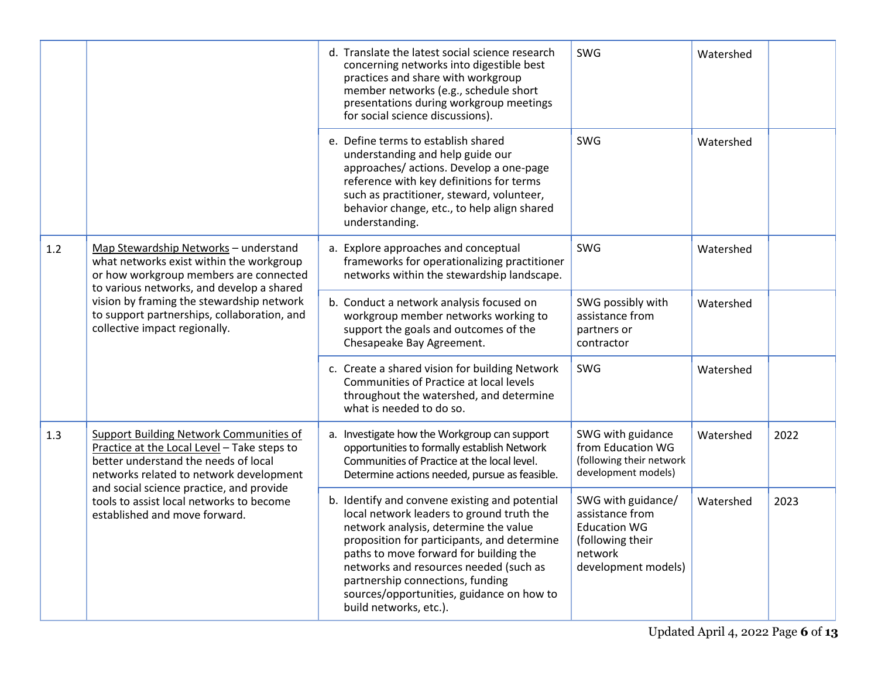| | | | | | |
|---|---|---|---|---|---|
| | | d. Translate the latest social science research concerning networks into digestible best practices and share with workgroup member networks (e.g., schedule short presentations during workgroup meetings for social science discussions). | SWG | Watershed | |
| | | e. Define terms to establish shared understanding and help guide our approaches/ actions. Develop a one-page reference with key definitions for terms such as practitioner, steward, volunteer, behavior change, etc., to help align shared understanding. | SWG | Watershed | |
| 1.2 | <u>Map Stewardship Networks</u> – understand what networks exist within the workgroup or how workgroup members are connected to various networks, and develop a shared vision by framing the stewardship network to support partnerships, collaboration, and collective impact regionally. | a. Explore approaches and conceptual frameworks for operationalizing practitioner networks within the stewardship landscape. | SWG | Watershed | |
| | | b. Conduct a network analysis focused on workgroup member networks working to support the goals and outcomes of the Chesapeake Bay Agreement. | SWG possibly with assistance from partners or contractor | Watershed | |
| | | c. Create a shared vision for building Network Communities of Practice at local levels throughout the watershed, and determine what is needed to do so. | SWG | Watershed | |
| 1.3 | <u>Support Building Network Communities of Practice at the Local Level</u> – Take steps to better understand the needs of local networks related to network development and social science practice, and provide tools to assist local networks to become established and move forward. | a. Investigate how the Workgroup can support opportunities to formally establish Network Communities of Practice at the local level. Determine actions needed, pursue as feasible. | SWG with guidance from Education WG (following their network development models) | Watershed | 2022 |
| | | b. Identify and convene existing and potential local network leaders to ground truth the network analysis, determine the value proposition for participants, and determine paths to move forward for building the networks and resources needed (such as partnership connections, funding sources/opportunities, guidance on how to build networks, etc.). | SWG with guidance/ assistance from Education WG (following their network development models) | Watershed | 2023 |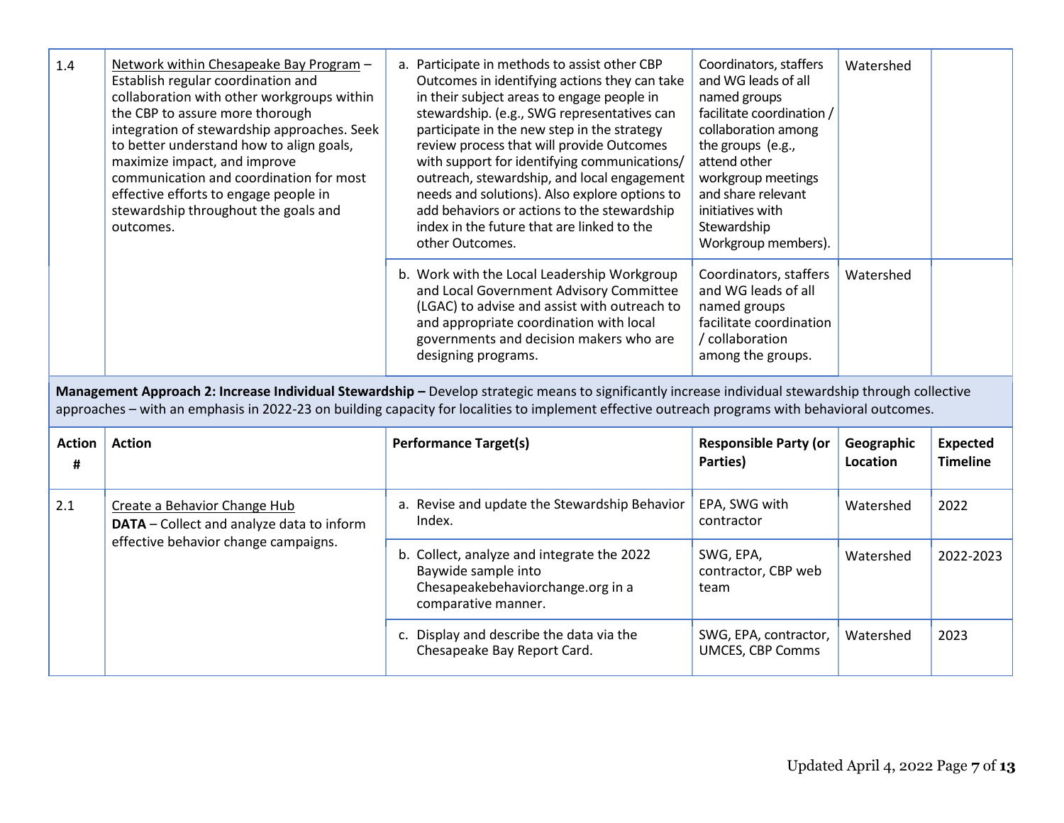| Action # | Action | Performance Target(s) | Responsible Party (or Parties) | Geographic Location | Expected Timeline |
|---|---|---|---|---|---|
| 1.4 | Network within Chesapeake Bay Program – Establish regular coordination and collaboration with other workgroups within the CBP to assure more thorough integration of stewardship approaches. Seek to better understand how to align goals, maximize impact, and improve communication and coordination for most effective efforts to engage people in stewardship throughout the goals and outcomes. | a. Participate in methods to assist other CBP Outcomes in identifying actions they can take in their subject areas to engage people in stewardship. (e.g., SWG representatives can participate in the new step in the strategy review process that will provide Outcomes with support for identifying communications/ outreach, stewardship, and local engagement needs and solutions). Also explore options to add behaviors or actions to the stewardship index in the future that are linked to the other Outcomes. | Coordinators, staffers and WG leads of all named groups facilitate coordination / collaboration among the groups (e.g., attend other workgroup meetings and share relevant initiatives with Stewardship Workgroup members). | Watershed | |
| | | b. Work with the Local Leadership Workgroup and Local Government Advisory Committee (LGAC) to advise and assist with outreach to and appropriate coordination with local governments and decision makers who are designing programs. | Coordinators, staffers and WG leads of all named groups facilitate coordination / collaboration among the groups. | Watershed | |

**Management Approach 2: Increase Individual Stewardship –** Develop strategic means to significantly increase individual stewardship through collective approaches – with an emphasis in 2022-23 on building capacity for localities to implement effective outreach programs with behavioral outcomes.

| Action # | Action | Performance Target(s) | Responsible Party (or Parties) | Geographic Location | Expected Timeline |
|---|---|---|---|---|---|
| 2.1 | Create a Behavior Change Hub **DATA** – Collect and analyze data to inform effective behavior change campaigns. | a. Revise and update the Stewardship Behavior Index. | EPA, SWG with contractor | Watershed | 2022 |
| | | b. Collect, analyze and integrate the 2022 Baywide sample into Chesapeakebehaviorchange.org in a comparative manner. | SWG, EPA, contractor, CBP web team | Watershed | 2022-2023 |
| | | c. Display and describe the data via the Chesapeake Bay Report Card. | SWG, EPA, contractor, UMCES, CBP Comms | Watershed | 2023 |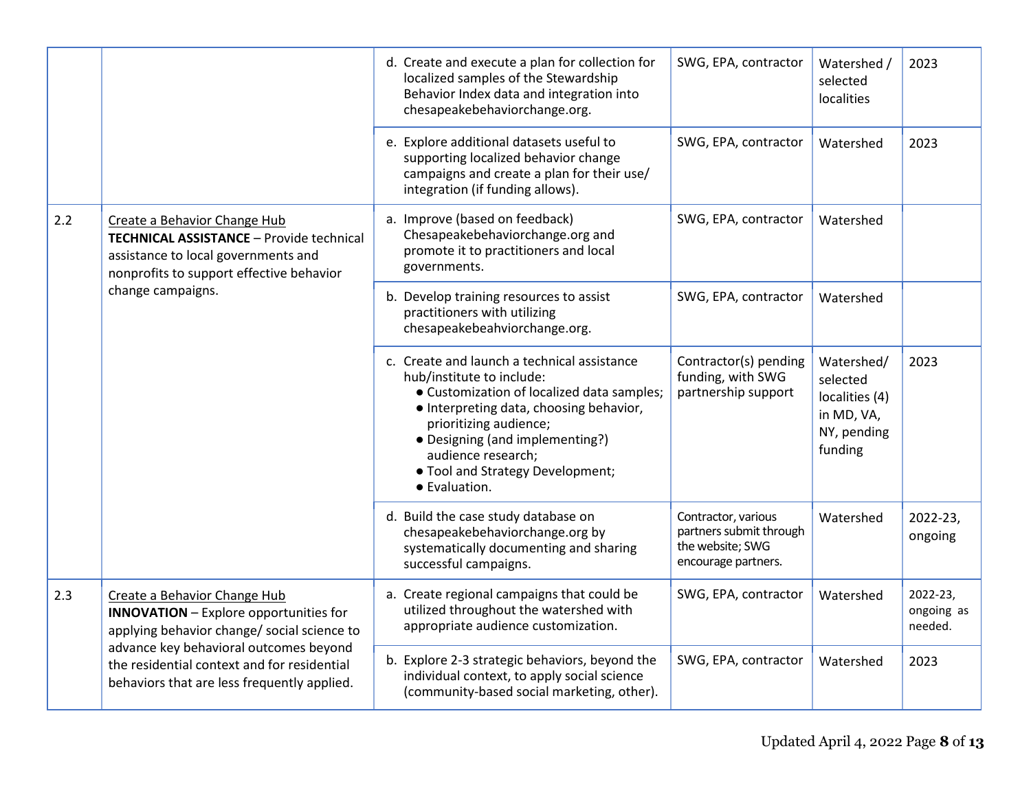| | | | | | |
|---|---|---|---|---|---|
| | | d. Create and execute a plan for collection for localized samples of the Stewardship Behavior Index data and integration into chesapeakebehaviorchange.org. | SWG, EPA, contractor | Watershed / selected localities | 2023 |
| | | e. Explore additional datasets useful to supporting localized behavior change campaigns and create a plan for their use/ integration (if funding allows). | SWG, EPA, contractor | Watershed | 2023 |
| 2.2 | <u>Create a Behavior Change Hub</u> **TECHNICAL ASSISTANCE** – Provide technical assistance to local governments and nonprofits to support effective behavior change campaigns. | a. Improve (based on feedback) Chesapeakebehaviorchange.org and promote it to practitioners and local governments. | SWG, EPA, contractor | Watershed | |
| | | b. Develop training resources to assist practitioners with utilizing chesapeakebeahviorchange.org. | SWG, EPA, contractor | Watershed | |
| | | c. Create and launch a technical assistance hub/institute to include: <br>● Customization of localized data samples; <br>● Interpreting data, choosing behavior, prioritizing audience; <br>● Designing (and implementing?) audience research; <br>● Tool and Strategy Development; <br>● Evaluation. | Contractor(s) pending funding, with SWG partnership support | Watershed/ selected localities (4) in MD, VA, NY, pending funding | 2023 |
| | | d. Build the case study database on chesapeakebehaviorchange.org by systematically documenting and sharing successful campaigns. | Contractor, various partners submit through the website; SWG encourage partners. | Watershed | 2022-23, ongoing |
| 2.3 | <u>Create a Behavior Change Hub</u> **INNOVATION** – Explore opportunities for applying behavior change/ social science to advance key behavioral outcomes beyond the residential context and for residential behaviors that are less frequently applied. | a. Create regional campaigns that could be utilized throughout the watershed with appropriate audience customization. | SWG, EPA, contractor | Watershed | 2022-23, ongoing as needed. |
| | | b. Explore 2-3 strategic behaviors, beyond the individual context, to apply social science (community-based social marketing, other). | SWG, EPA, contractor | Watershed | 2023 |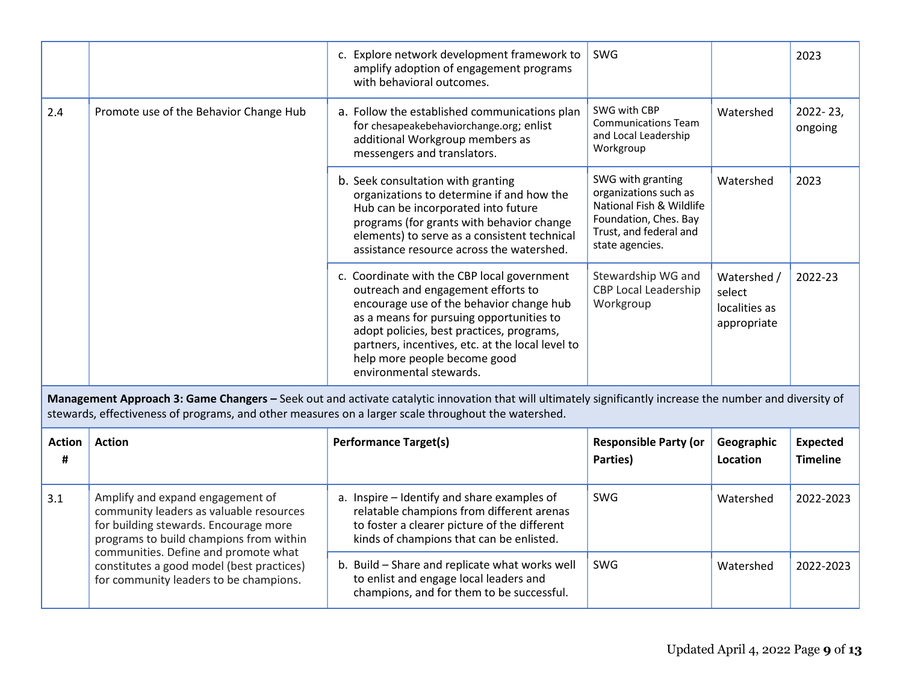| | | c. Explore network development framework to amplify adoption of engagement programs with behavioral outcomes. | SWG | | 2023 |
|---|---|---|---|---|---|
| 2.4 | Promote use of the Behavior Change Hub | a. Follow the established communications plan for chesapeakebehaviorchange.org; enlist additional Workgroup members as messengers and translators. | SWG with CBP Communications Team and Local Leadership Workgroup | Watershed | 2022- 23, ongoing |
| | | b. Seek consultation with granting organizations to determine if and how the Hub can be incorporated into future programs (for grants with behavior change elements) to serve as a consistent technical assistance resource across the watershed. | SWG with granting organizations such as National Fish & Wildlife Foundation, Ches. Bay Trust, and federal and state agencies. | Watershed | 2023 |
| | | c. Coordinate with the CBP local government outreach and engagement efforts to encourage use of the behavior change hub as a means for pursuing opportunities to adopt policies, best practices, programs, partners, incentives, etc. at the local level to help more people become good environmental stewards. | Stewardship WG and CBP Local Leadership Workgroup | Watershed / select localities as appropriate | 2022-23 |

**Management Approach 3: Game Changers –** Seek out and activate catalytic innovation that will ultimately significantly increase the number and diversity of stewards, effectiveness of programs, and other measures on a larger scale throughout the watershed.

| Action # | Action | Performance Target(s) | Responsible Party (or Parties) | Geographic Location | Expected Timeline |
|---|---|---|---|---|---|
| 3.1 | Amplify and expand engagement of community leaders as valuable resources for building stewards. Encourage more programs to build champions from within communities. Define and promote what constitutes a good model (best practices) for community leaders to be champions. | a. Inspire – Identify and share examples of relatable champions from different arenas to foster a clearer picture of the different kinds of champions that can be enlisted. | SWG | Watershed | 2022-2023 |
| | | b. Build – Share and replicate what works well to enlist and engage local leaders and champions, and for them to be successful. | SWG | Watershed | 2022-2023 |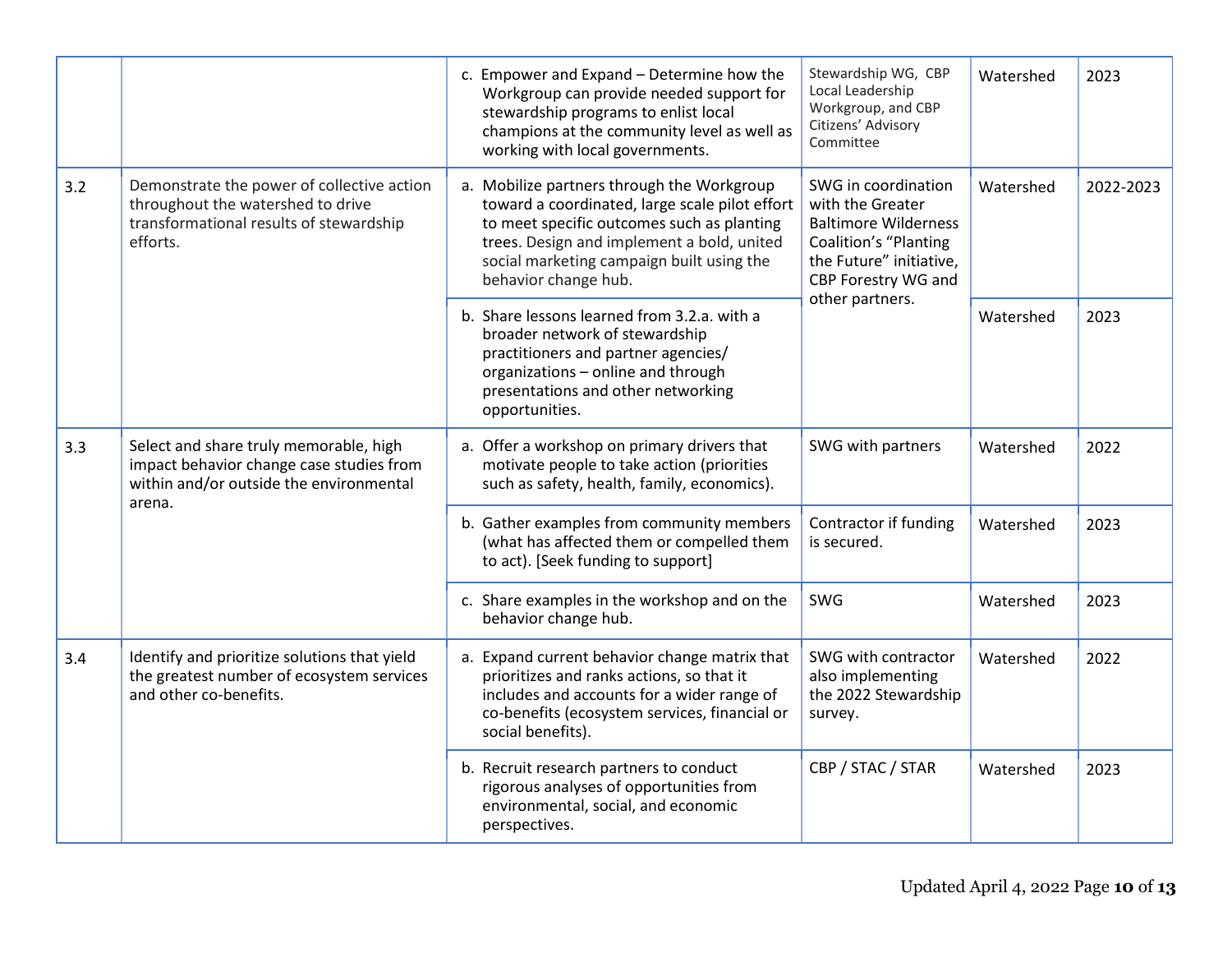| | | | | | |
|---|---|---|---|---|---|
| | | c. Empower and Expand – Determine how the Workgroup can provide needed support for stewardship programs to enlist local champions at the community level as well as working with local governments. | Stewardship WG, CBP Local Leadership Workgroup, and CBP Citizens' Advisory Committee | Watershed | 2023 |
| 3.2 | Demonstrate the power of collective action throughout the watershed to drive transformational results of stewardship efforts. | a. Mobilize partners through the Workgroup toward a coordinated, large scale pilot effort to meet specific outcomes such as planting trees. Design and implement a bold, united social marketing campaign built using the behavior change hub. | SWG in coordination with the Greater Baltimore Wilderness Coalition's "Planting the Future" initiative, CBP Forestry WG and other partners. | Watershed | 2022-2023 |
| | | b. Share lessons learned from 3.2.a. with a broader network of stewardship practitioners and partner agencies/ organizations – online and through presentations and other networking opportunities. | | Watershed | 2023 |
| 3.3 | Select and share truly memorable, high impact behavior change case studies from within and/or outside the environmental arena. | a. Offer a workshop on primary drivers that motivate people to take action (priorities such as safety, health, family, economics). | SWG with partners | Watershed | 2022 |
| | | b. Gather examples from community members (what has affected them or compelled them to act). [Seek funding to support] | Contractor if funding is secured. | Watershed | 2023 |
| | | c. Share examples in the workshop and on the behavior change hub. | SWG | Watershed | 2023 |
| 3.4 | Identify and prioritize solutions that yield the greatest number of ecosystem services and other co-benefits. | a. Expand current behavior change matrix that prioritizes and ranks actions, so that it includes and accounts for a wider range of co-benefits (ecosystem services, financial or social benefits). | SWG with contractor also implementing the 2022 Stewardship survey. | Watershed | 2022 |
| | | b. Recruit research partners to conduct rigorous analyses of opportunities from environmental, social, and economic perspectives. | CBP / STAC / STAR | Watershed | 2023 |

Updated April 4, 2022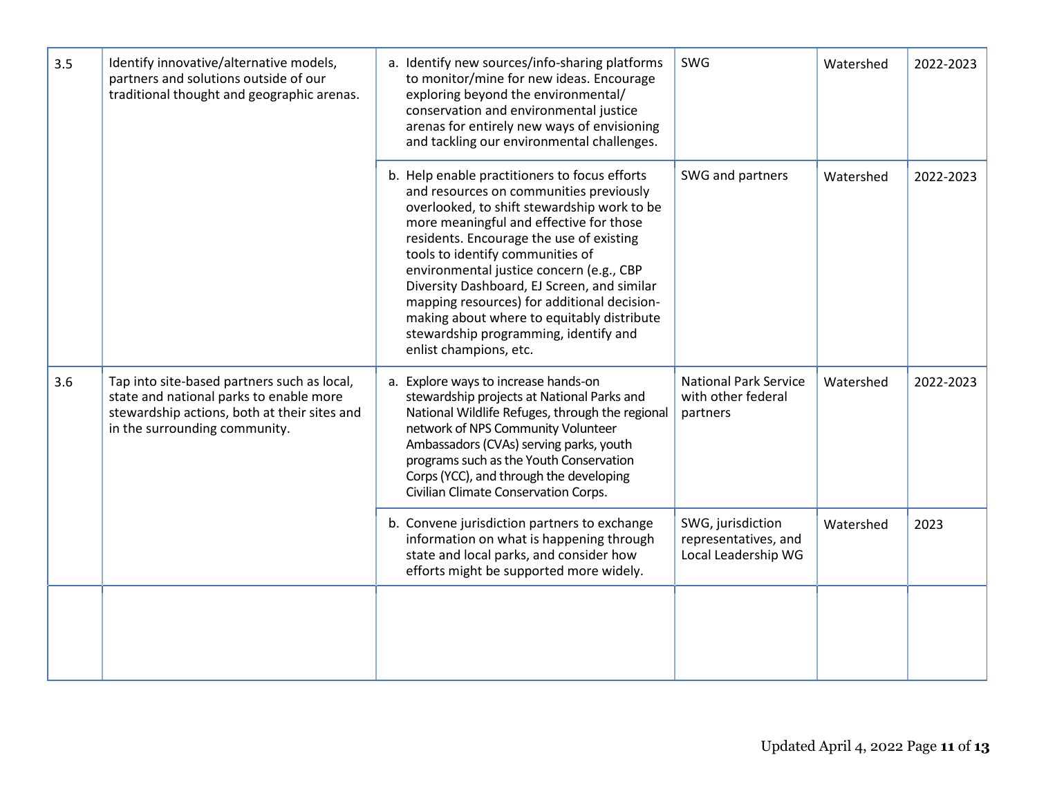| | | | | | |
|---|---|---|---|---|---|
| 3.5 | Identify innovative/alternative models, partners and solutions outside of our traditional thought and geographic arenas. | a. Identify new sources/info-sharing platforms to monitor/mine for new ideas. Encourage exploring beyond the environmental/ conservation and environmental justice arenas for entirely new ways of envisioning and tackling our environmental challenges. | SWG | Watershed | 2022-2023 |
| | | b. Help enable practitioners to focus efforts and resources on communities previously overlooked, to shift stewardship work to be more meaningful and effective for those residents. Encourage the use of existing tools to identify communities of environmental justice concern (e.g., CBP Diversity Dashboard, EJ Screen, and similar mapping resources) for additional decision-making about where to equitably distribute stewardship programming, identify and enlist champions, etc. | SWG and partners | Watershed | 2022-2023 |
| 3.6 | Tap into site-based partners such as local, state and national parks to enable more stewardship actions, both at their sites and in the surrounding community. | a. Explore ways to increase hands-on stewardship projects at National Parks and National Wildlife Refuges, through the regional network of NPS Community Volunteer Ambassadors (CVAs) serving parks, youth programs such as the Youth Conservation Corps (YCC), and through the developing Civilian Climate Conservation Corps. | National Park Service with other federal partners | Watershed | 2022-2023 |
| | | b. Convene jurisdiction partners to exchange information on what is happening through state and local parks, and consider how efforts might be supported more widely. | SWG, jurisdiction representatives, and Local Leadership WG | Watershed | 2023 |
| | | | | | |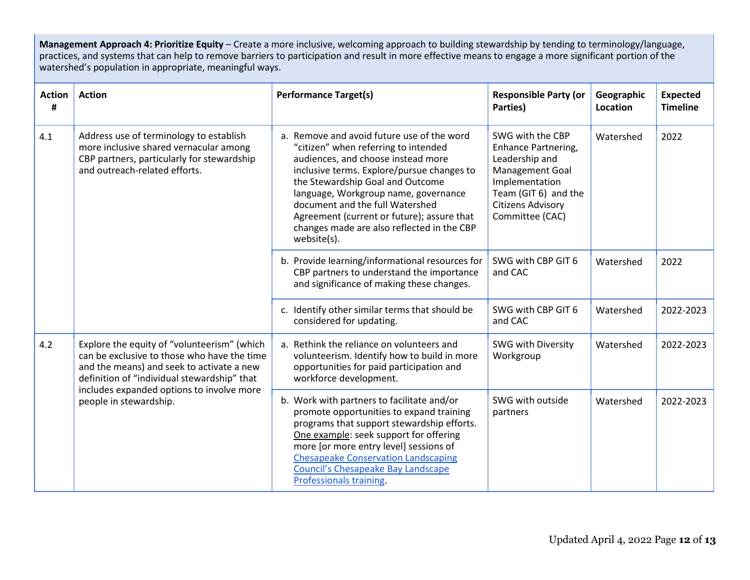**Management Approach 4: Prioritize Equity** – Create a more inclusive, welcoming approach to building stewardship by tending to terminology/language, practices, and systems that can help to remove barriers to participation and result in more effective means to engage a more significant portion of the watershed's population in appropriate, meaningful ways.

| Action # | Action | Performance Target(s) | Responsible Party (or Parties) | Geographic Location | Expected Timeline |
|---|---|---|---|---|---|
| 4.1 | Address use of terminology to establish more inclusive shared vernacular among CBP partners, particularly for stewardship and outreach-related efforts. | a. Remove and avoid future use of the word "citizen" when referring to intended audiences, and choose instead more inclusive terms. Explore/pursue changes to the Stewardship Goal and Outcome language, Workgroup name, governance document and the full Watershed Agreement (current or future); assure that changes made are also reflected in the CBP website(s). | SWG with the CBP Enhance Partnering, Leadership and Management Goal Implementation Team (GIT 6) and the Citizens Advisory Committee (CAC) | Watershed | 2022 |
| | | b. Provide learning/informational resources for CBP partners to understand the importance and significance of making these changes. | SWG with CBP GIT 6 and CAC | Watershed | 2022 |
| | | c. Identify other similar terms that should be considered for updating. | SWG with CBP GIT 6 and CAC | Watershed | 2022-2023 |
| 4.2 | Explore the equity of "volunteerism" (which can be exclusive to those who have the time and the means) and seek to activate a new definition of "individual stewardship" that includes expanded options to involve more people in stewardship. | a. Rethink the reliance on volunteers and volunteerism. Identify how to build in more opportunities for paid participation and workforce development. | SWG with Diversity Workgroup | Watershed | 2022-2023 |
| | | b. Work with partners to facilitate and/or promote opportunities to expand training programs that support stewardship efforts. One example: seek support for offering more [or more entry level] sessions of Chesapeake Conservation Landscaping Council's Chesapeake Bay Landscape Professionals training. | SWG with outside partners | Watershed | 2022-2023 |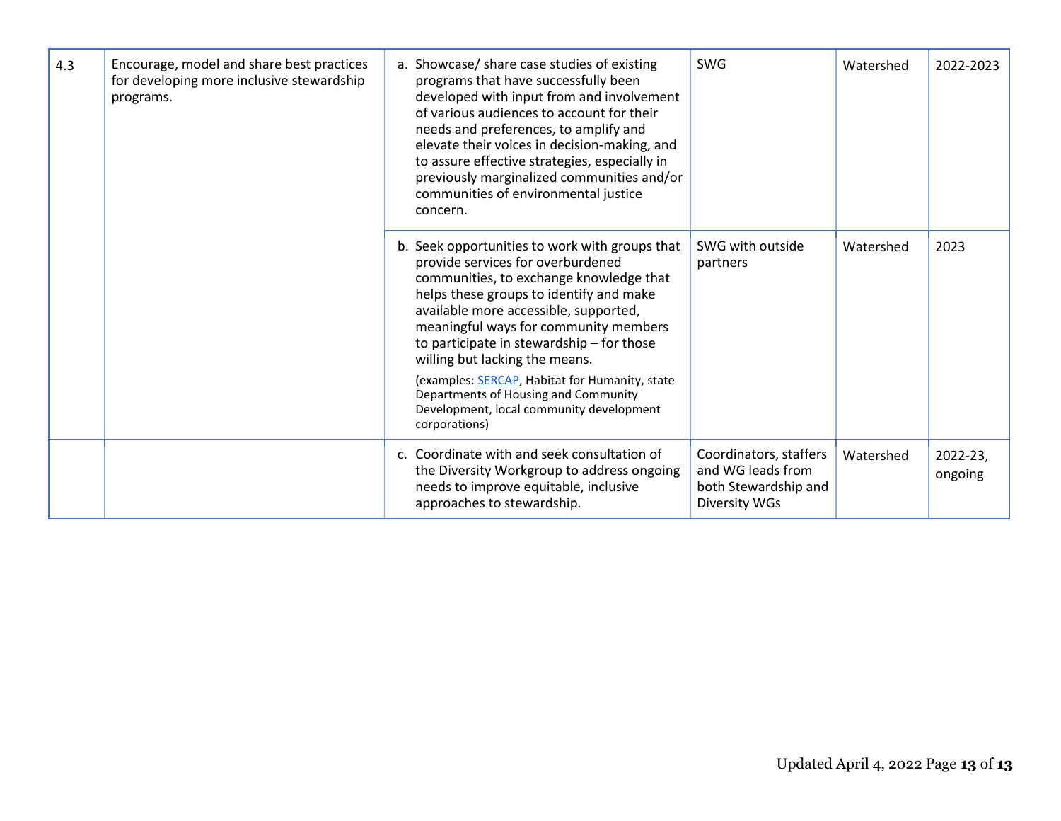| | | | | | |
|---|---|---|---|---|---|
| 4.3 | Encourage, model and share best practices for developing more inclusive stewardship programs. | a. Showcase/ share case studies of existing programs that have successfully been developed with input from and involvement of various audiences to account for their needs and preferences, to amplify and elevate their voices in decision-making, and to assure effective strategies, especially in previously marginalized communities and/or communities of environmental justice concern. | SWG | Watershed | 2022-2023 |
| | | b. Seek opportunities to work with groups that provide services for overburdened communities, to exchange knowledge that helps these groups to identify and make available more accessible, supported, meaningful ways for community members to participate in stewardship – for those willing but lacking the means. (examples: SERCAP, Habitat for Humanity, state Departments of Housing and Community Development, local community development corporations) | SWG with outside partners | Watershed | 2023 |
| | | c. Coordinate with and seek consultation of the Diversity Workgroup to address ongoing needs to improve equitable, inclusive approaches to stewardship. | Coordinators, staffers and WG leads from both Stewardship and Diversity WGs | Watershed | 2022-23, ongoing |

Updated April 4, 2022